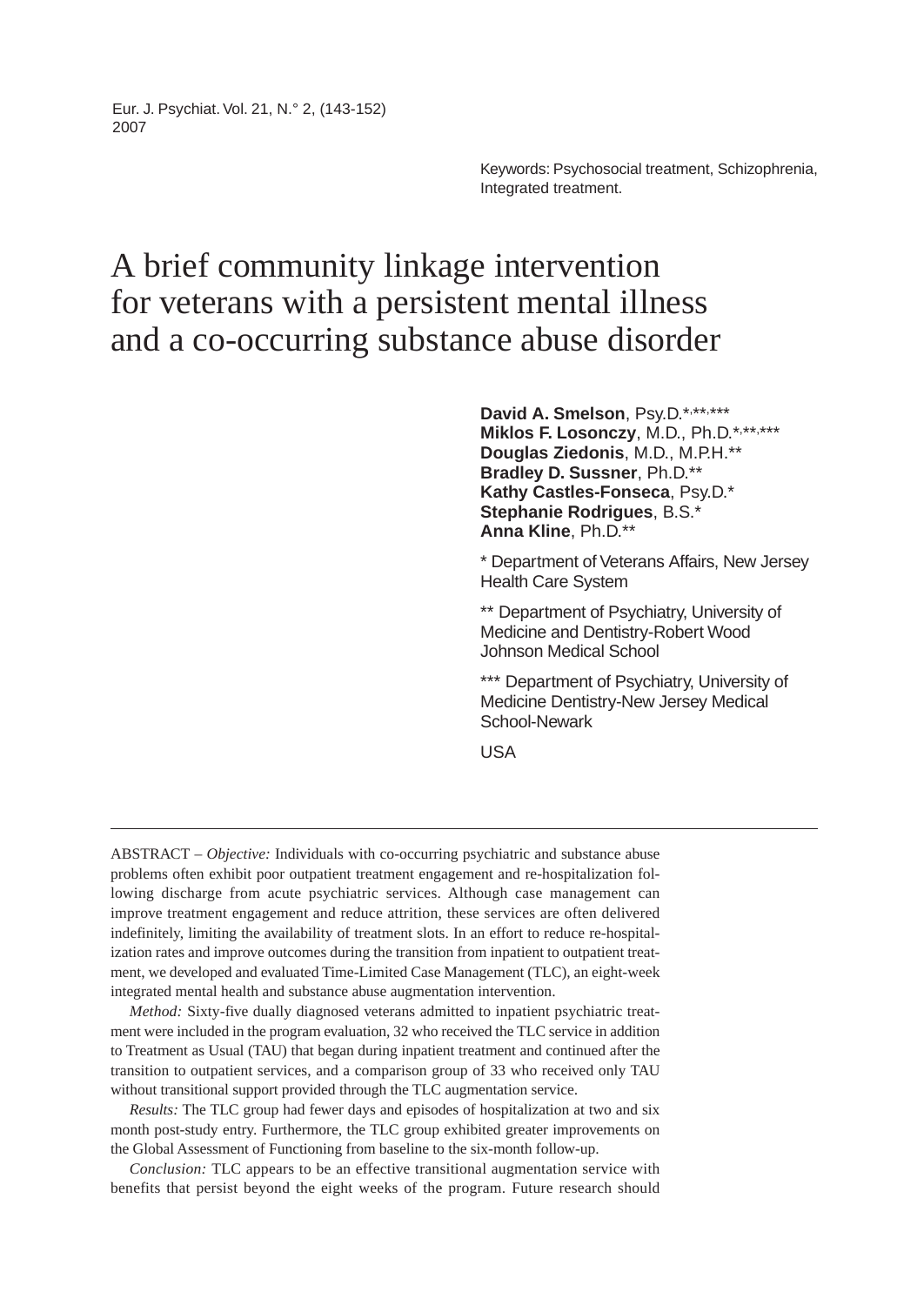Keywords: Psychosocial treatment, Schizophrenia, Integrated treatment.

# A brief community linkage intervention for veterans with a persistent mental illness and a co-occurring substance abuse disorder

**David A. Smelson**, Psy.D.[*,**,***]
**Miklos F. Losonczy**, M.D., Ph.D.[*,**,***]
**Douglas Ziedonis**, M.D., M.P.H.[**]
**Bradley D. Sussner**, Ph.D.[**]
**Kathy Castles-Fonseca**, Psy.D.[*]
**Stephanie Rodrigues**, B.S.[*]
**Anna Kline**, Ph.D.[**]

\* Department of Veterans Affairs, New Jersey Health Care System

\** Department of Psychiatry, University of Medicine and Dentistry-Robert Wood Johnson Medical School

\*** Department of Psychiatry, University of Medicine Dentistry-New Jersey Medical School-Newark

USA

---

ABSTRACT – *Objective:* Individuals with co-occurring psychiatric and substance abuse problems often exhibit poor outpatient treatment engagement and re-hospitalization following discharge from acute psychiatric services. Although case management can improve treatment engagement and reduce attrition, these services are often delivered indefinitely, limiting the availability of treatment slots. In an effort to reduce re-hospitalization rates and improve outcomes during the transition from inpatient to outpatient treatment, we developed and evaluated Time-Limited Case Management (TLC), an eight-week integrated mental health and substance abuse augmentation intervention.

*Method:* Sixty-five dually diagnosed veterans admitted to inpatient psychiatric treatment were included in the program evaluation, 32 who received the TLC service in addition to Treatment as Usual (TAU) that began during inpatient treatment and continued after the transition to outpatient services, and a comparison group of 33 who received only TAU without transitional support provided through the TLC augmentation service.

*Results:* The TLC group had fewer days and episodes of hospitalization at two and six month post-study entry. Furthermore, the TLC group exhibited greater improvements on the Global Assessment of Functioning from baseline to the six-month follow-up.

*Conclusion:* TLC appears to be an effective transitional augmentation service with benefits that persist beyond the eight weeks of the program. Future research should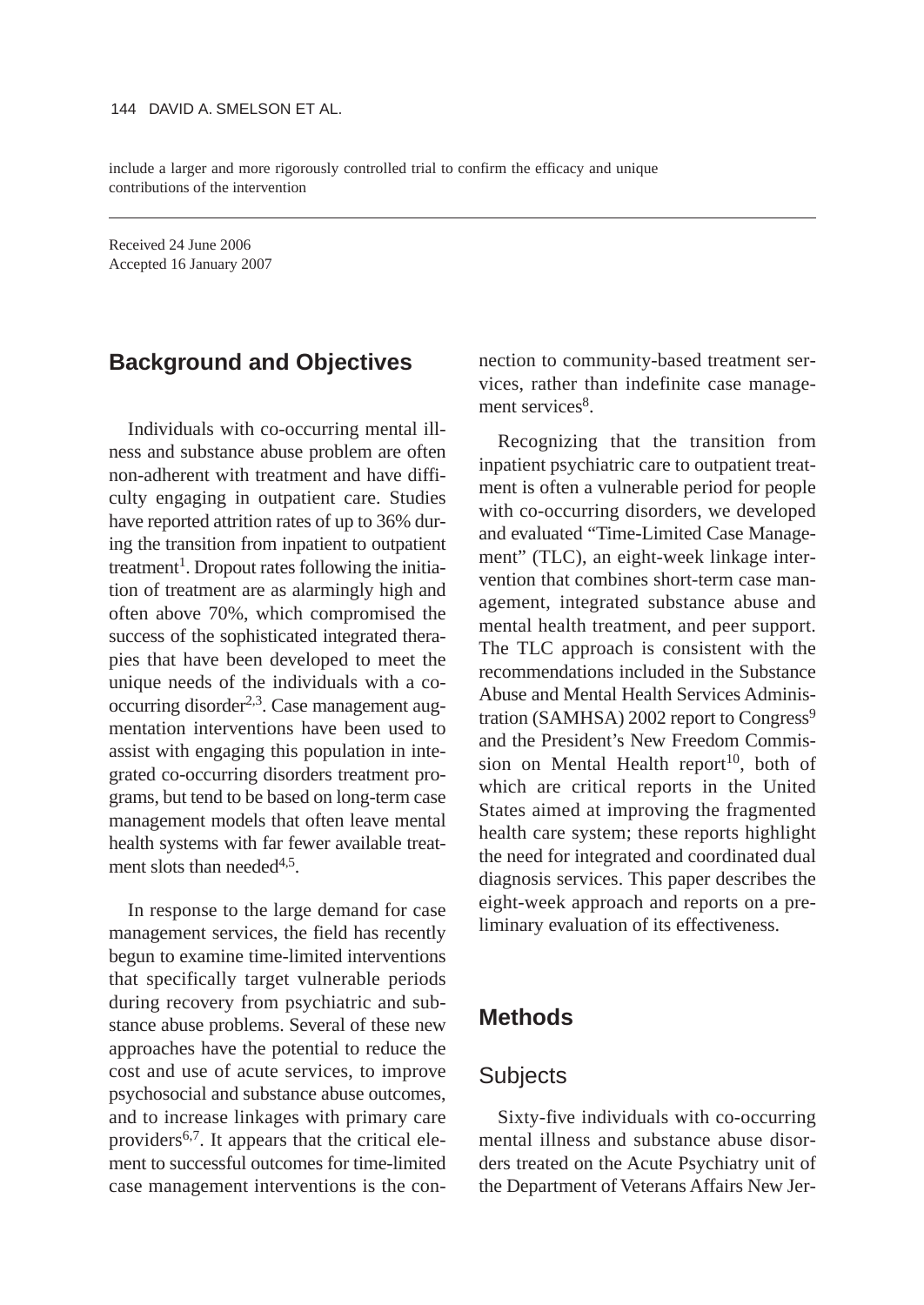include a larger and more rigorously controlled trial to confirm the efficacy and unique contributions of the intervention

---

Received 24 June 2006
Accepted 16 January 2007

## Background and Objectives

Individuals with co-occurring mental illness and substance abuse problem are often non-adherent with treatment and have difficulty engaging in outpatient care. Studies have reported attrition rates of up to 36% during the transition from inpatient to outpatient treatment[1]. Dropout rates following the initiation of treatment are as alarmingly high and often above 70%, which compromised the success of the sophisticated integrated therapies that have been developed to meet the unique needs of the individuals with a co-occurring disorder[2,3]. Case management augmentation interventions have been used to assist with engaging this population in integrated co-occurring disorders treatment programs, but tend to be based on long-term case management models that often leave mental health systems with far fewer available treatment slots than needed[4,5].

In response to the large demand for case management services, the field has recently begun to examine time-limited interventions that specifically target vulnerable periods during recovery from psychiatric and substance abuse problems. Several of these new approaches have the potential to reduce the cost and use of acute services, to improve psychosocial and substance abuse outcomes, and to increase linkages with primary care providers[6,7]. It appears that the critical element to successful outcomes for time-limited case management interventions is the connection to community-based treatment services, rather than indefinite case management services[8].

Recognizing that the transition from inpatient psychiatric care to outpatient treatment is often a vulnerable period for people with co-occurring disorders, we developed and evaluated "Time-Limited Case Management" (TLC), an eight-week linkage intervention that combines short-term case management, integrated substance abuse and mental health treatment, and peer support. The TLC approach is consistent with the recommendations included in the Substance Abuse and Mental Health Services Administration (SAMHSA) 2002 report to Congress[9] and the President's New Freedom Commission on Mental Health report[10], both of which are critical reports in the United States aimed at improving the fragmented health care system; these reports highlight the need for integrated and coordinated dual diagnosis services. This paper describes the eight-week approach and reports on a preliminary evaluation of its effectiveness.

## Methods

### Subjects

Sixty-five individuals with co-occurring mental illness and substance abuse disorders treated on the Acute Psychiatry unit of the Department of Veterans Affairs New Jer-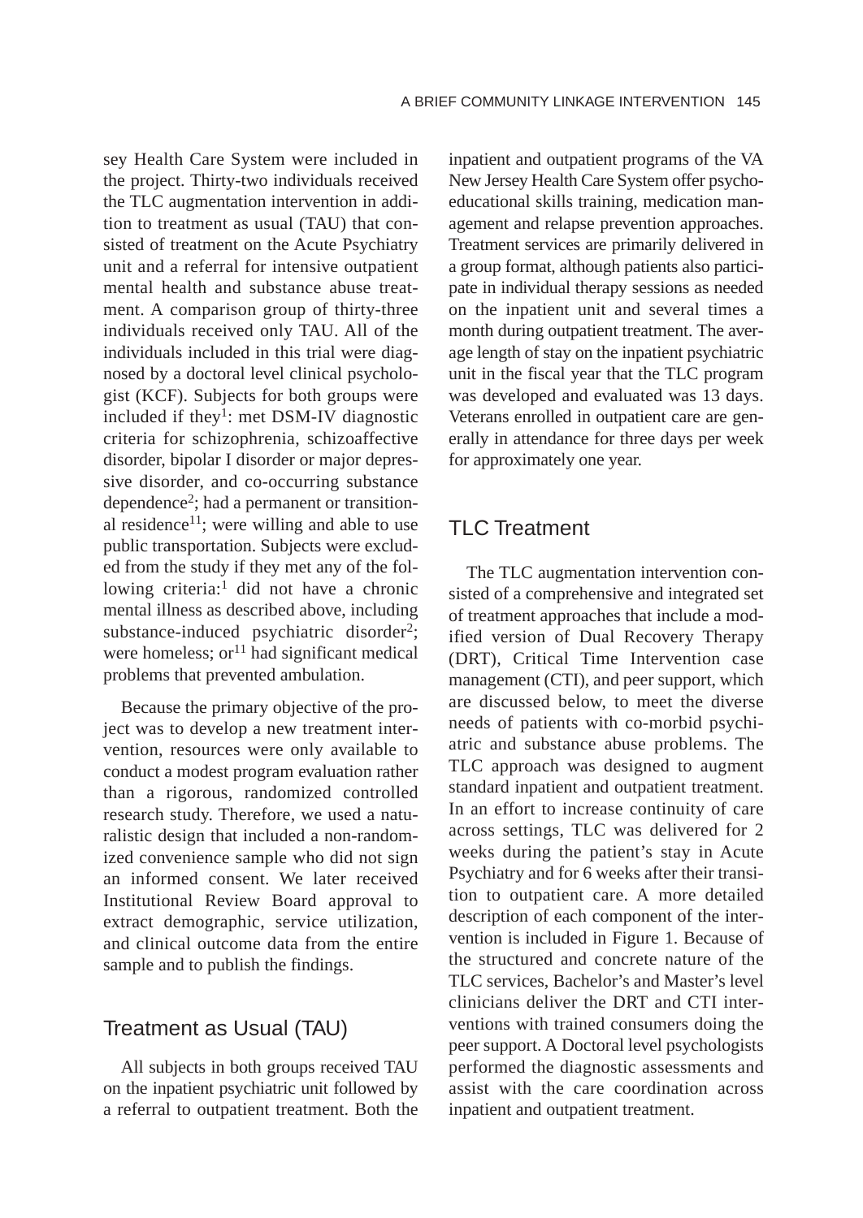sey Health Care System were included in the project. Thirty-two individuals received the TLC augmentation intervention in addition to treatment as usual (TAU) that consisted of treatment on the Acute Psychiatry unit and a referral for intensive outpatient mental health and substance abuse treatment. A comparison group of thirty-three individuals received only TAU. All of the individuals included in this trial were diagnosed by a doctoral level clinical psychologist (KCF). Subjects for both groups were included if they[1]: met DSM-IV diagnostic criteria for schizophrenia, schizoaffective disorder, bipolar I disorder or major depressive disorder, and co-occurring substance dependence[2]; had a permanent or transitional residence[11]; were willing and able to use public transportation. Subjects were excluded from the study if they met any of the following criteria:[1] did not have a chronic mental illness as described above, including substance-induced psychiatric disorder[2]; were homeless; or[11] had significant medical problems that prevented ambulation.

Because the primary objective of the project was to develop a new treatment intervention, resources were only available to conduct a modest program evaluation rather than a rigorous, randomized controlled research study. Therefore, we used a naturalistic design that included a non-randomized convenience sample who did not sign an informed consent. We later received Institutional Review Board approval to extract demographic, service utilization, and clinical outcome data from the entire sample and to publish the findings.

## Treatment as Usual (TAU)

All subjects in both groups received TAU on the inpatient psychiatric unit followed by a referral to outpatient treatment. Both the inpatient and outpatient programs of the VA New Jersey Health Care System offer psychoeducational skills training, medication management and relapse prevention approaches. Treatment services are primarily delivered in a group format, although patients also participate in individual therapy sessions as needed on the inpatient unit and several times a month during outpatient treatment. The average length of stay on the inpatient psychiatric unit in the fiscal year that the TLC program was developed and evaluated was 13 days. Veterans enrolled in outpatient care are generally in attendance for three days per week for approximately one year.

## TLC Treatment

The TLC augmentation intervention consisted of a comprehensive and integrated set of treatment approaches that include a modified version of Dual Recovery Therapy (DRT), Critical Time Intervention case management (CTI), and peer support, which are discussed below, to meet the diverse needs of patients with co-morbid psychiatric and substance abuse problems. The TLC approach was designed to augment standard inpatient and outpatient treatment. In an effort to increase continuity of care across settings, TLC was delivered for 2 weeks during the patient's stay in Acute Psychiatry and for 6 weeks after their transition to outpatient care. A more detailed description of each component of the intervention is included in Figure 1. Because of the structured and concrete nature of the TLC services, Bachelor's and Master's level clinicians deliver the DRT and CTI interventions with trained consumers doing the peer support. A Doctoral level psychologists performed the diagnostic assessments and assist with the care coordination across inpatient and outpatient treatment.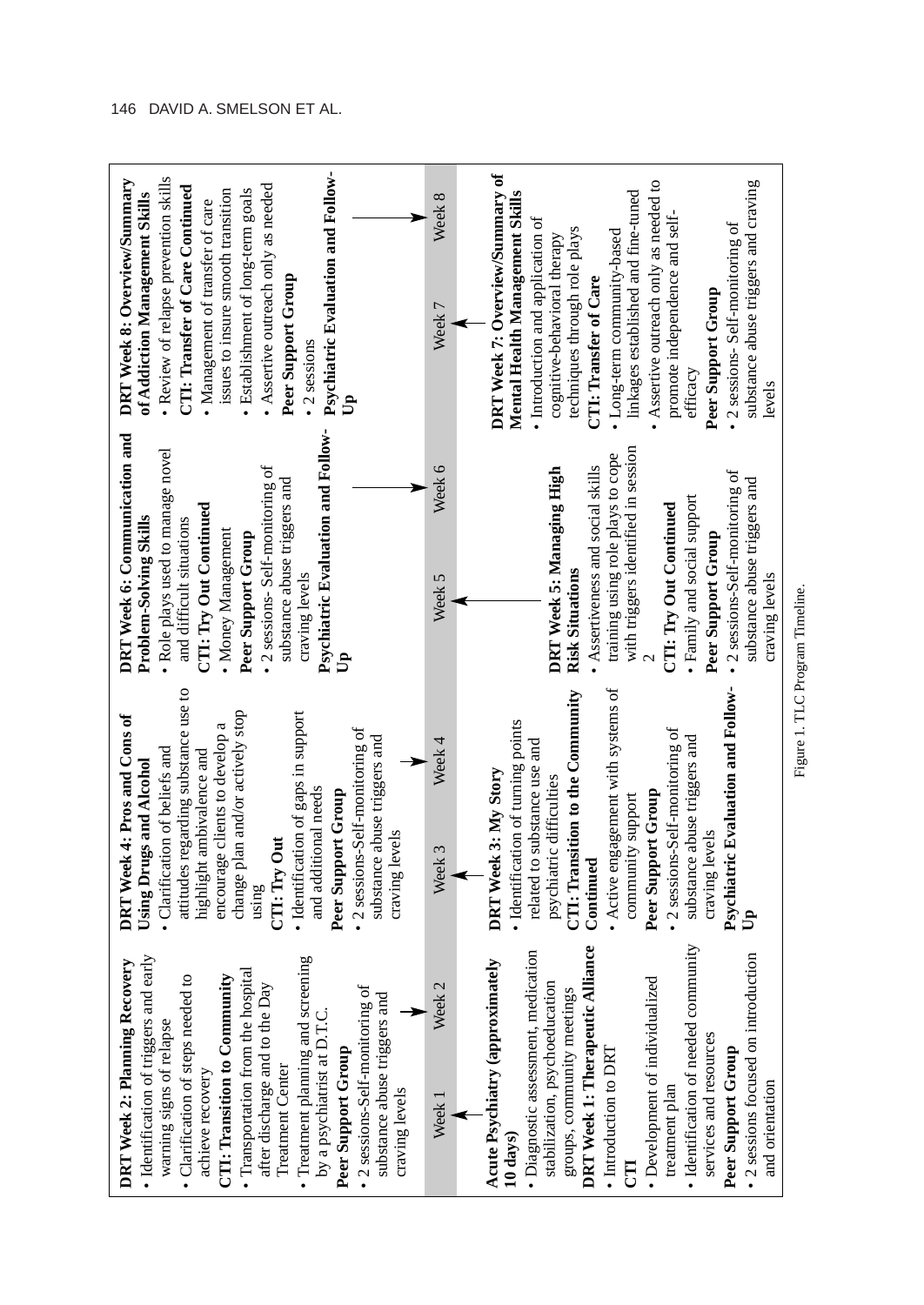**Acute Psychiatry (approximately 10 days)**
- Diagnostic assessment, medication stabilization, psychoeducation groups, community meetings

**DRT Week 1: Therapeutic Alliance**
- Introduction to DRT

**CTI**
- Development of individualized treatment plan
- Identification of needed community services and resources

**Peer Support Group**
- 2 sessions focused on introduction and orientation

Week 1 → Week 2

**DRT Week 2: Planning Recovery**
- Identification of triggers and early warning signs of relapse
- Clarification of steps needed to achieve recovery

**CTI: Transition to Community**
- Transportation from the hospital after discharge and to the Day Treatment Center
- Treatment planning and screening by a psychiatrist at D.T.C.

**Peer Support Group**
- 2 sessions-Self-monitoring of substance abuse triggers and craving levels

Week 3 → Week 4

**DRT Week 3: My Story**
- Identification of turning points related to substance use and psychiatric difficulties

**CTI: Transition to the Community Continued**
- Active engagement with systems of community support

**Peer Support Group**
- 2 sessions-Self-monitoring of substance abuse triggers and craving levels

**Psychiatric Evaluation and Follow-Up**

**DRT Week 4: Pros and Cons of Using Drugs and Alcohol**
- Clarification of beliefs and attitudes regarding substance use to highlight ambivalence and encourage clients to develop a change plan and/or actively stop using

**CTI: Try Out**
- Identification of gaps in support and additional needs

**Peer Support Group**
- 2 sessions-Self-monitoring of substance abuse triggers and craving levels

Week 5 → Week 6

**DRT Week 5: Managing High Risk Situations**
- Assertiveness and social skills training using role plays to cope with triggers identified in session 2

**CTI: Try Out Continued**
- Family and social support

**Peer Support Group**
- 2 sessions-Self-monitoring of substance abuse triggers and craving levels

**DRT Week 6: Communication and Problem-Solving Skills**
- Role plays used to manage novel and difficult situations

**CTI: Try Out Continued**
- Money Management

**Peer Support Group**
- 2 sessions- Self-monitoring of substance abuse triggers and craving levels

**Psychiatric Evaluation and Follow-Up**

Week 7 → Week 8

**DRT Week 7: Overview/Summary of Mental Health Management Skills**
- Introduction and application of cognitive-behavioral therapy techniques through role plays

**CTI: Transfer of Care**
- Long-term community-based linkages established and fine-tuned
- Assertive outreach only as needed to promote independence and self-efficacy

**Peer Support Group**
- 2 sessions- Self-monitoring of substance abuse triggers and craving levels

**DRT Week 8: Overview/Summary of Addiction Management Skills**
- Review of relapse prevention skills

**CTI: Transfer of Care Continued**
- Management of transfer of care issues to insure smooth transition
- Establishment of long-term goals
- Assertive outreach only as needed

**Peer Support Group**
- 2 sessions

**Psychiatric Evaluation and Follow-Up**

Figure 1. TLC Program Timeline.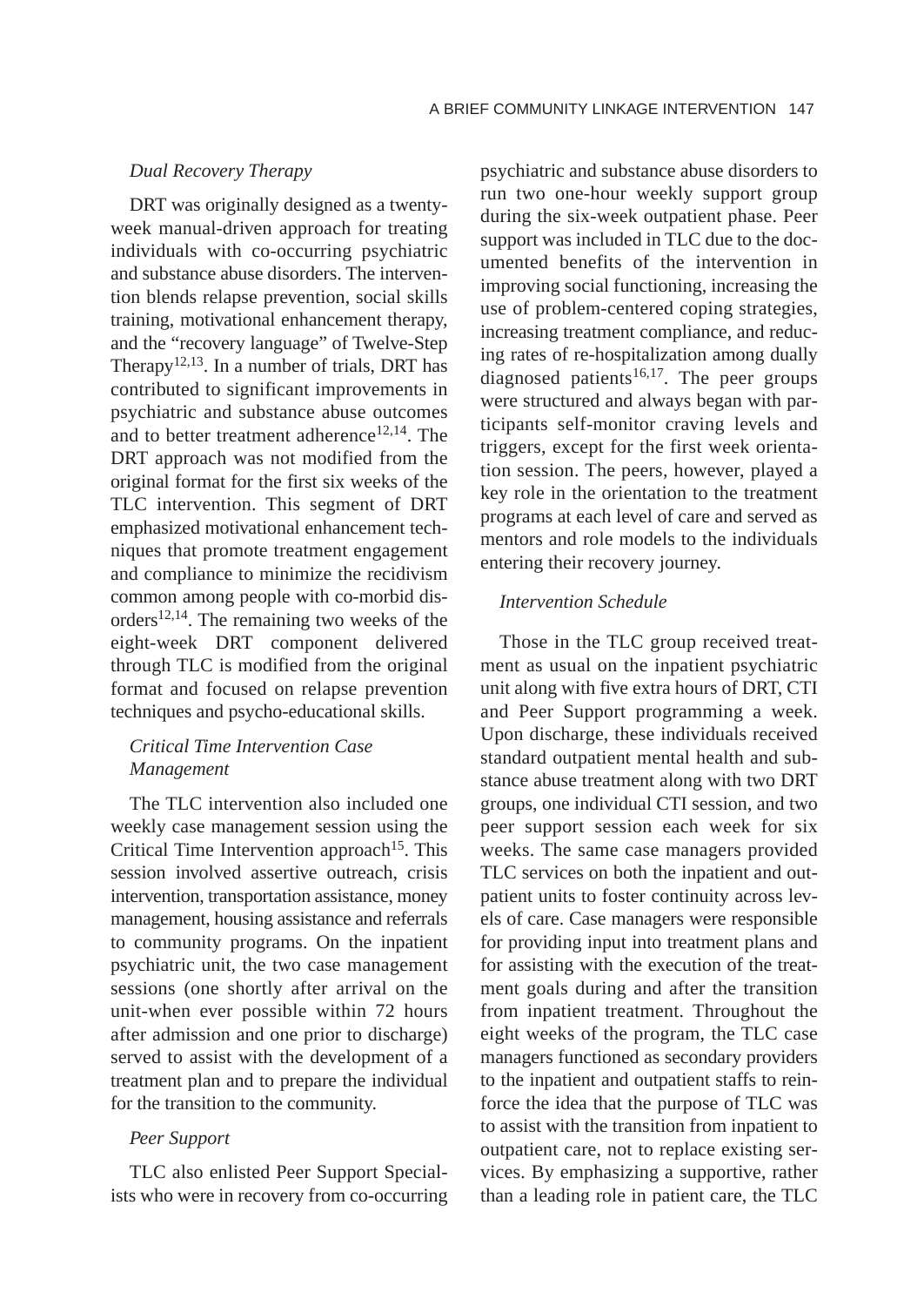### *Dual Recovery Therapy*

DRT was originally designed as a twenty-week manual-driven approach for treating individuals with co-occurring psychiatric and substance abuse disorders. The intervention blends relapse prevention, social skills training, motivational enhancement therapy, and the "recovery language" of Twelve-Step Therapy[12,13]. In a number of trials, DRT has contributed to significant improvements in psychiatric and substance abuse outcomes and to better treatment adherence[12,14]. The DRT approach was not modified from the original format for the first six weeks of the TLC intervention. This segment of DRT emphasized motivational enhancement techniques that promote treatment engagement and compliance to minimize the recidivism common among people with co-morbid disorders[12,14]. The remaining two weeks of the eight-week DRT component delivered through TLC is modified from the original format and focused on relapse prevention techniques and psycho-educational skills.

### *Critical Time Intervention Case Management*

The TLC intervention also included one weekly case management session using the Critical Time Intervention approach[15]. This session involved assertive outreach, crisis intervention, transportation assistance, money management, housing assistance and referrals to community programs. On the inpatient psychiatric unit, the two case management sessions (one shortly after arrival on the unit-when ever possible within 72 hours after admission and one prior to discharge) served to assist with the development of a treatment plan and to prepare the individual for the transition to the community.

### *Peer Support*

TLC also enlisted Peer Support Specialists who were in recovery from co-occurring psychiatric and substance abuse disorders to run two one-hour weekly support group during the six-week outpatient phase. Peer support was included in TLC due to the documented benefits of the intervention in improving social functioning, increasing the use of problem-centered coping strategies, increasing treatment compliance, and reducing rates of re-hospitalization among dually diagnosed patients[16,17]. The peer groups were structured and always began with participants self-monitor craving levels and triggers, except for the first week orientation session. The peers, however, played a key role in the orientation to the treatment programs at each level of care and served as mentors and role models to the individuals entering their recovery journey.

### *Intervention Schedule*

Those in the TLC group received treatment as usual on the inpatient psychiatric unit along with five extra hours of DRT, CTI and Peer Support programming a week. Upon discharge, these individuals received standard outpatient mental health and substance abuse treatment along with two DRT groups, one individual CTI session, and two peer support session each week for six weeks. The same case managers provided TLC services on both the inpatient and outpatient units to foster continuity across levels of care. Case managers were responsible for providing input into treatment plans and for assisting with the execution of the treatment goals during and after the transition from inpatient treatment. Throughout the eight weeks of the program, the TLC case managers functioned as secondary providers to the inpatient and outpatient staffs to reinforce the idea that the purpose of TLC was to assist with the transition from inpatient to outpatient care, not to replace existing services. By emphasizing a supportive, rather than a leading role in patient care, the TLC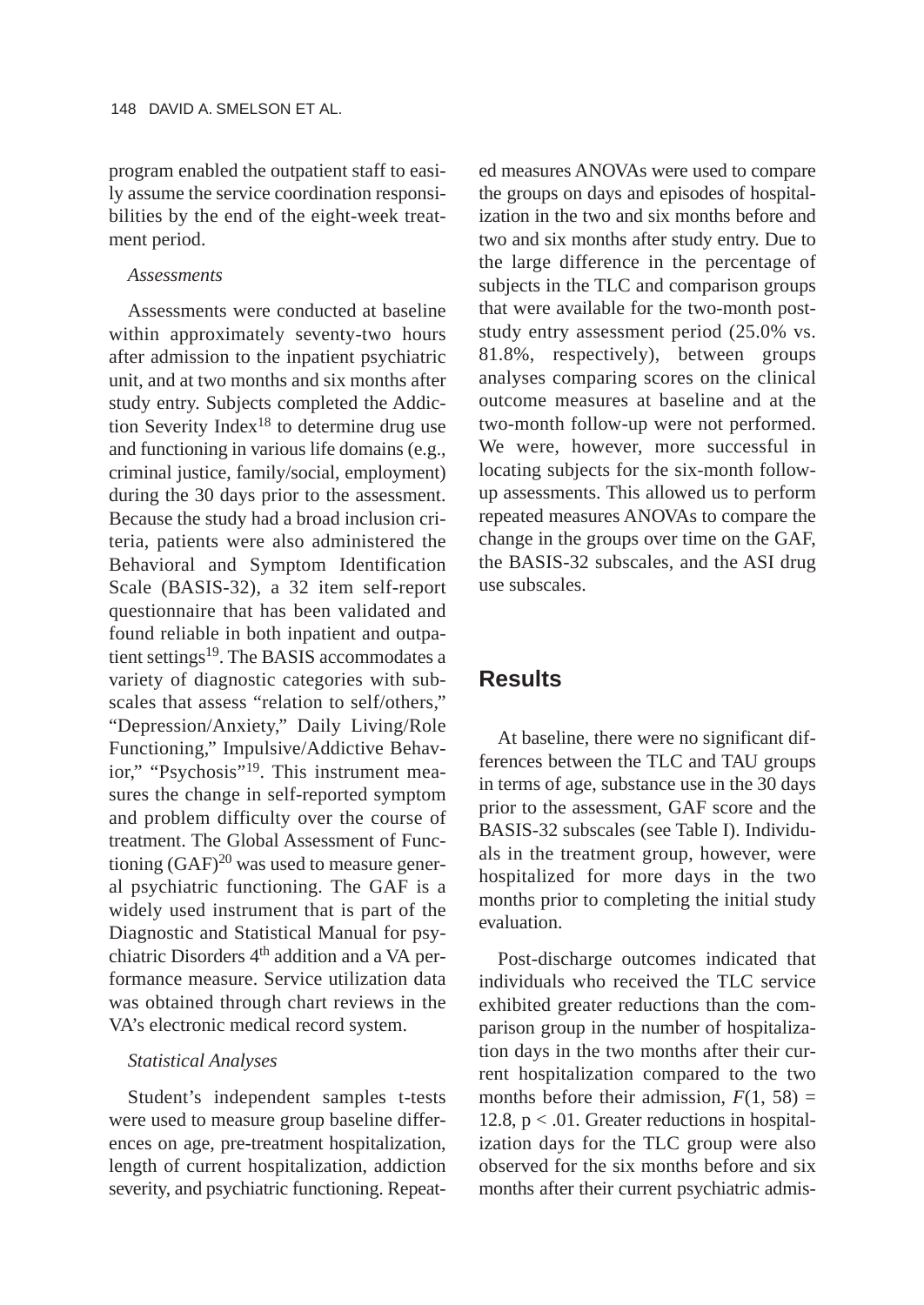program enabled the outpatient staff to easily assume the service coordination responsibilities by the end of the eight-week treatment period.

*Assessments*

Assessments were conducted at baseline within approximately seventy-two hours after admission to the inpatient psychiatric unit, and at two months and six months after study entry. Subjects completed the Addiction Severity Index[18] to determine drug use and functioning in various life domains (e.g., criminal justice, family/social, employment) during the 30 days prior to the assessment. Because the study had a broad inclusion criteria, patients were also administered the Behavioral and Symptom Identification Scale (BASIS-32), a 32 item self-report questionnaire that has been validated and found reliable in both inpatient and outpatient settings[19]. The BASIS accommodates a variety of diagnostic categories with subscales that assess "relation to self/others," "Depression/Anxiety," Daily Living/Role Functioning," Impulsive/Addictive Behavior," "Psychosis"[19]. This instrument measures the change in self-reported symptom and problem difficulty over the course of treatment. The Global Assessment of Functioning (GAF)[20] was used to measure general psychiatric functioning. The GAF is a widely used instrument that is part of the Diagnostic and Statistical Manual for psychiatric Disorders 4[th] addition and a VA performance measure. Service utilization data was obtained through chart reviews in the VA's electronic medical record system.

*Statistical Analyses*

Student's independent samples t-tests were used to measure group baseline differences on age, pre-treatment hospitalization, length of current hospitalization, addiction severity, and psychiatric functioning. Repeated measures ANOVAs were used to compare the groups on days and episodes of hospitalization in the two and six months before and two and six months after study entry. Due to the large difference in the percentage of subjects in the TLC and comparison groups that were available for the two-month post-study entry assessment period (25.0% vs. 81.8%, respectively), between groups analyses comparing scores on the clinical outcome measures at baseline and at the two-month follow-up were not performed. We were, however, more successful in locating subjects for the six-month follow-up assessments. This allowed us to perform repeated measures ANOVAs to compare the change in the groups over time on the GAF, the BASIS-32 subscales, and the ASI drug use subscales.

## Results

At baseline, there were no significant differences between the TLC and TAU groups in terms of age, substance use in the 30 days prior to the assessment, GAF score and the BASIS-32 subscales (see Table I). Individuals in the treatment group, however, were hospitalized for more days in the two months prior to completing the initial study evaluation.

Post-discharge outcomes indicated that individuals who received the TLC service exhibited greater reductions than the comparison group in the number of hospitalization days in the two months after their current hospitalization compared to the two months before their admission, $F(1, 58) = 12.8$, $p < .01$. Greater reductions in hospitalization days for the TLC group were also observed for the six months before and six months after their current psychiatric admis-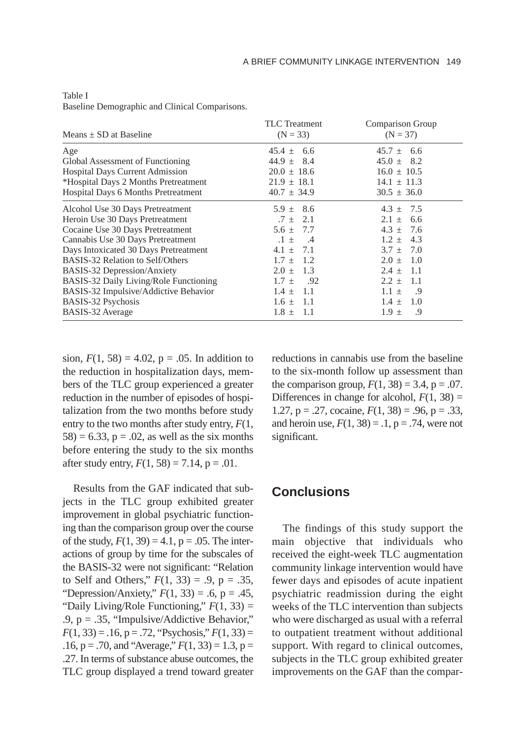Table I
Baseline Demographic and Clinical Comparisons.

| Means ± SD at Baseline | TLC Treatment (N = 33) | Comparison Group (N = 37) |
|---|---|---|
| Age | 45.4 ± 6.6 | 45.7 ± 6.6 |
| Global Assessment of Functioning | 44.9 ± 8.4 | 45.0 ± 8.2 |
| Hospital Days Current Admission | 20.0 ± 18.6 | 16.0 ± 10.5 |
| *Hospital Days 2 Months Pretreatment | 21.9 ± 18.1 | 14.1 ± 11.3 |
| Hospital Days 6 Months Pretreatment | 40.7 ± 34.9 | 30.5 ± 36.0 |
| Alcohol Use 30 Days Pretreatment | 5.9 ± 8.6 | 4.3 ± 7.5 |
| Heroin Use 30 Days Pretreatment | .7 ± 2.1 | 2.1 ± 6.6 |
| Cocaine Use 30 Days Pretreatment | 5.6 ± 7.7 | 4.3 ± 7.6 |
| Cannabis Use 30 Days Pretreatment | .1 ± .4 | 1.2 ± 4.3 |
| Days Intoxicated 30 Days Pretreatment | 4.1 ± 7.1 | 3.7 ± 7.0 |
| BASIS-32 Relation to Self/Others | 1.7 ± 1.2 | 2.0 ± 1.0 |
| BASIS-32 Depression/Anxiety | 2.0 ± 1.3 | 2.4 ± 1.1 |
| BASIS-32 Daily Living/Role Functioning | 1.7 ± .92 | 2.2 ± 1.1 |
| BASIS-32 Impulsive/Addictive Behavior | 1.4 ± 1.1 | 1.1 ± .9 |
| BASIS-32 Psychosis | 1.6 ± 1.1 | 1.4 ± 1.0 |
| BASIS-32 Average | 1.8 ± 1.1 | 1.9 ± .9 |

sion, $F(1, 58) = 4.02$, $p = .05$. In addition to the reduction in hospitalization days, members of the TLC group experienced a greater reduction in the number of episodes of hospitalization from the two months before study entry to the two months after study entry, $F(1, 58) = 6.33$, $p = .02$, as well as the six months before entering the study to the six months after study entry, $F(1, 58) = 7.14$, $p = .01$.

Results from the GAF indicated that subjects in the TLC group exhibited greater improvement in global psychiatric functioning than the comparison group over the course of the study, $F(1, 39) = 4.1$, $p = .05$. The interactions of group by time for the subscales of the BASIS-32 were not significant: "Relation to Self and Others," $F(1, 33) = .9$, $p = .35$, "Depression/Anxiety," $F(1, 33) = .6$, $p = .45$, "Daily Living/Role Functioning," $F(1, 33) = .9$, $p = .35$, "Impulsive/Addictive Behavior," $F(1, 33) = .16$, $p = .72$, "Psychosis," $F(1, 33) = .16$, $p = .70$, and "Average," $F(1, 33) = 1.3$, $p = .27$. In terms of substance abuse outcomes, the TLC group displayed a trend toward greater reductions in cannabis use from the baseline to the six-month follow up assessment than the comparison group, $F(1, 38) = 3.4$, $p = .07$. Differences in change for alcohol, $F(1, 38) = 1.27$, $p = .27$, cocaine, $F(1, 38) = .96$, $p = .33$, and heroin use, $F(1, 38) = .1$, $p = .74$, were not significant.

## Conclusions

The findings of this study support the main objective that individuals who received the eight-week TLC augmentation community linkage intervention would have fewer days and episodes of acute inpatient psychiatric readmission during the eight weeks of the TLC intervention than subjects who were discharged as usual with a referral to outpatient treatment without additional support. With regard to clinical outcomes, subjects in the TLC group exhibited greater improvements on the GAF than the compar-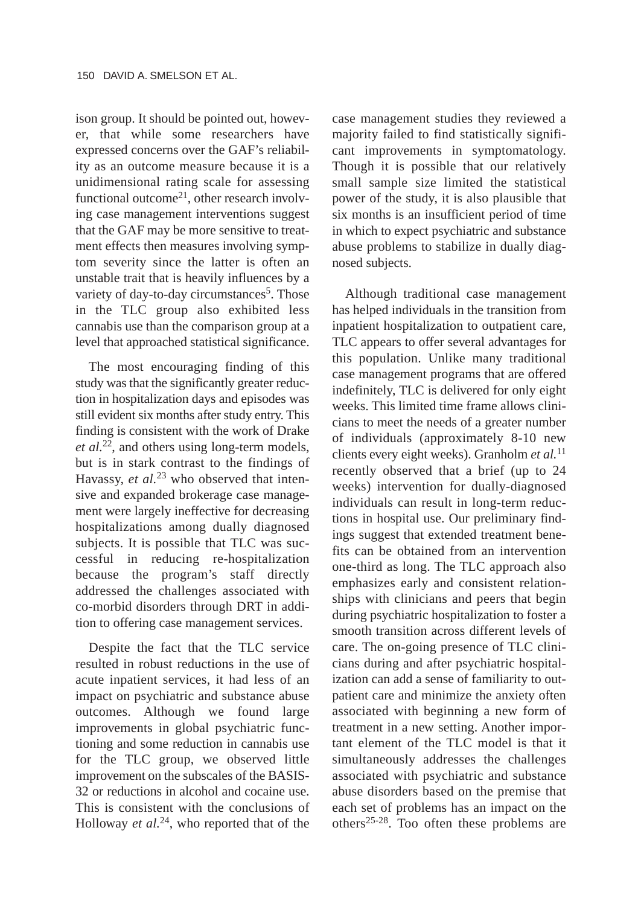ison group. It should be pointed out, however, that while some researchers have expressed concerns over the GAF's reliability as an outcome measure because it is a unidimensional rating scale for assessing functional outcome[21], other research involving case management interventions suggest that the GAF may be more sensitive to treatment effects then measures involving symptom severity since the latter is often an unstable trait that is heavily influences by a variety of day-to-day circumstances[5]. Those in the TLC group also exhibited less cannabis use than the comparison group at a level that approached statistical significance.

The most encouraging finding of this study was that the significantly greater reduction in hospitalization days and episodes was still evident six months after study entry. This finding is consistent with the work of Drake *et al.*[22], and others using long-term models, but is in stark contrast to the findings of Havassy, *et al.*[23] who observed that intensive and expanded brokerage case management were largely ineffective for decreasing hospitalizations among dually diagnosed subjects. It is possible that TLC was successful in reducing re-hospitalization because the program's staff directly addressed the challenges associated with co-morbid disorders through DRT in addition to offering case management services.

Despite the fact that the TLC service resulted in robust reductions in the use of acute inpatient services, it had less of an impact on psychiatric and substance abuse outcomes. Although we found large improvements in global psychiatric functioning and some reduction in cannabis use for the TLC group, we observed little improvement on the subscales of the BASIS-32 or reductions in alcohol and cocaine use. This is consistent with the conclusions of Holloway *et al.*[24], who reported that of the case management studies they reviewed a majority failed to find statistically significant improvements in symptomatology. Though it is possible that our relatively small sample size limited the statistical power of the study, it is also plausible that six months is an insufficient period of time in which to expect psychiatric and substance abuse problems to stabilize in dually diagnosed subjects.

Although traditional case management has helped individuals in the transition from inpatient hospitalization to outpatient care, TLC appears to offer several advantages for this population. Unlike many traditional case management programs that are offered indefinitely, TLC is delivered for only eight weeks. This limited time frame allows clinicians to meet the needs of a greater number of individuals (approximately 8-10 new clients every eight weeks). Granholm *et al.*[11] recently observed that a brief (up to 24 weeks) intervention for dually-diagnosed individuals can result in long-term reductions in hospital use. Our preliminary findings suggest that extended treatment benefits can be obtained from an intervention one-third as long. The TLC approach also emphasizes early and consistent relationships with clinicians and peers that begin during psychiatric hospitalization to foster a smooth transition across different levels of care. The on-going presence of TLC clinicians during and after psychiatric hospitalization can add a sense of familiarity to outpatient care and minimize the anxiety often associated with beginning a new form of treatment in a new setting. Another important element of the TLC model is that it simultaneously addresses the challenges associated with psychiatric and substance abuse disorders based on the premise that each set of problems has an impact on the others[25-28]. Too often these problems are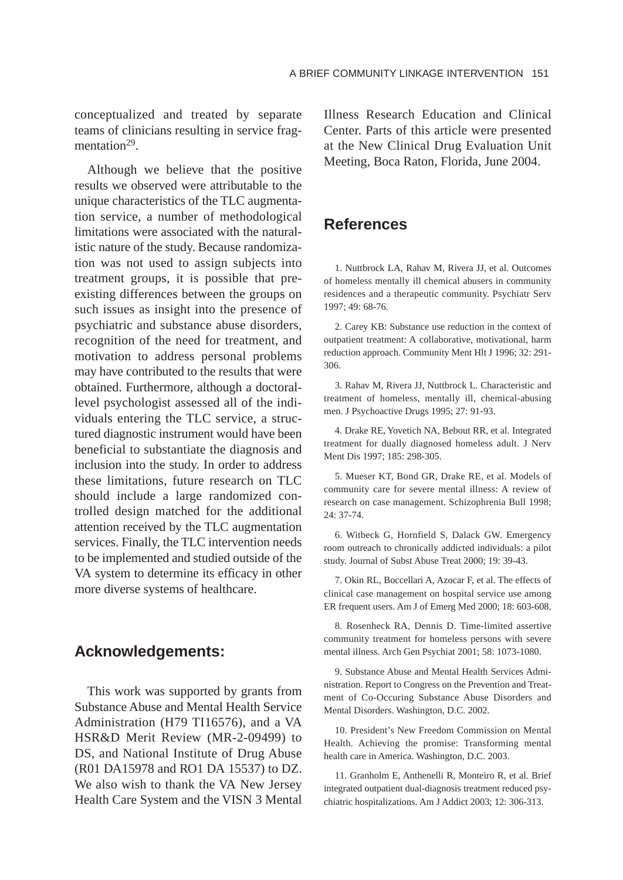conceptualized and treated by separate teams of clinicians resulting in service fragmentation[29].

Although we believe that the positive results we observed were attributable to the unique characteristics of the TLC augmentation service, a number of methodological limitations were associated with the naturalistic nature of the study. Because randomization was not used to assign subjects into treatment groups, it is possible that preexisting differences between the groups on such issues as insight into the presence of psychiatric and substance abuse disorders, recognition of the need for treatment, and motivation to address personal problems may have contributed to the results that were obtained. Furthermore, although a doctoral-level psychologist assessed all of the individuals entering the TLC service, a structured diagnostic instrument would have been beneficial to substantiate the diagnosis and inclusion into the study. In order to address these limitations, future research on TLC should include a large randomized controlled design matched for the additional attention received by the TLC augmentation services. Finally, the TLC intervention needs to be implemented and studied outside of the VA system to determine its efficacy in other more diverse systems of healthcare.

## Acknowledgements:

This work was supported by grants from Substance Abuse and Mental Health Service Administration (H79 TI16576), and a VA HSR&D Merit Review (MR-2-09499) to DS, and National Institute of Drug Abuse (R01 DA15978 and RO1 DA 15537) to DZ. We also wish to thank the VA New Jersey Health Care System and the VISN 3 Mental Illness Research Education and Clinical Center. Parts of this article were presented at the New Clinical Drug Evaluation Unit Meeting, Boca Raton, Florida, June 2004.

## References

1. Nuttbrock LA, Rahav M, Rivera JJ, et al. Outcomes of homeless mentally ill chemical abusers in community residences and a therapeutic community. Psychiatr Serv 1997; 49: 68-76.

2. Carey KB: Substance use reduction in the context of outpatient treatment: A collaborative, motivational, harm reduction approach. Community Ment Hlt J 1996; 32: 291-306.

3. Rahav M, Rivera JJ, Nuttbrock L. Characteristic and treatment of homeless, mentally ill, chemical-abusing men. J Psychoactive Drugs 1995; 27: 91-93.

4. Drake RE, Yovetich NA, Bebout RR, et al. Integrated treatment for dually diagnosed homeless adult. J Nerv Ment Dis 1997; 185: 298-305.

5. Mueser KT, Bond GR, Drake RE, et al. Models of community care for severe mental illness: A review of research on case management. Schizophrenia Bull 1998; 24: 37-74.

6. Witbeck G, Hornfield S, Dalack GW. Emergency room outreach to chronically addicted individuals: a pilot study. Journal of Subst Abuse Treat 2000; 19: 39-43.

7. Okin RL, Boccellari A, Azocar F, et al. The effects of clinical case management on hospital service use among ER frequent users. Am J of Emerg Med 2000; 18: 603-608.

8. Rosenheck RA, Dennis D. Time-limited assertive community treatment for homeless persons with severe mental illness. Arch Gen Psychiat 2001; 58: 1073-1080.

9. Substance Abuse and Mental Health Services Administration. Report to Congress on the Prevention and Treatment of Co-Occuring Substance Abuse Disorders and Mental Disorders. Washington, D.C. 2002.

10. President's New Freedom Commission on Mental Health. Achieving the promise: Transforming mental health care in America. Washington, D.C. 2003.

11. Granholm E, Anthenelli R, Monteiro R, et al. Brief integrated outpatient dual-diagnosis treatment reduced psychiatric hospitalizations. Am J Addict 2003; 12: 306-313.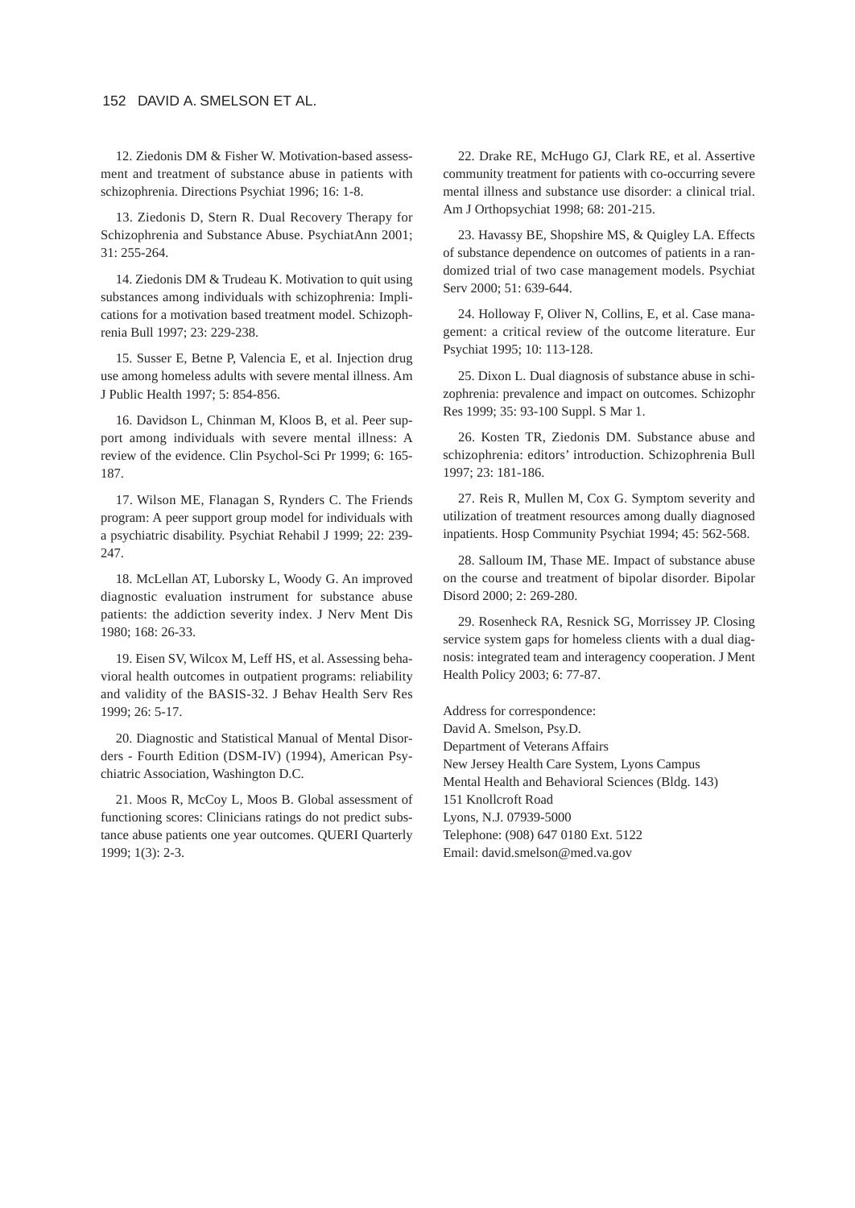12. Ziedonis DM & Fisher W. Motivation-based assessment and treatment of substance abuse in patients with schizophrenia. Directions Psychiat 1996; 16: 1-8.

13. Ziedonis D, Stern R. Dual Recovery Therapy for Schizophrenia and Substance Abuse. PsychiatAnn 2001; 31: 255-264.

14. Ziedonis DM & Trudeau K. Motivation to quit using substances among individuals with schizophrenia: Implications for a motivation based treatment model. Schizophrenia Bull 1997; 23: 229-238.

15. Susser E, Betne P, Valencia E, et al. Injection drug use among homeless adults with severe mental illness. Am J Public Health 1997; 5: 854-856.

16. Davidson L, Chinman M, Kloos B, et al. Peer support among individuals with severe mental illness: A review of the evidence. Clin Psychol-Sci Pr 1999; 6: 165-187.

17. Wilson ME, Flanagan S, Rynders C. The Friends program: A peer support group model for individuals with a psychiatric disability. Psychiat Rehabil J 1999; 22: 239-247.

18. McLellan AT, Luborsky L, Woody G. An improved diagnostic evaluation instrument for substance abuse patients: the addiction severity index. J Nerv Ment Dis 1980; 168: 26-33.

19. Eisen SV, Wilcox M, Leff HS, et al. Assessing behavioral health outcomes in outpatient programs: reliability and validity of the BASIS-32. J Behav Health Serv Res 1999; 26: 5-17.

20. Diagnostic and Statistical Manual of Mental Disorders - Fourth Edition (DSM-IV) (1994), American Psychiatric Association, Washington D.C.

21. Moos R, McCoy L, Moos B. Global assessment of functioning scores: Clinicians ratings do not predict substance abuse patients one year outcomes. QUERI Quarterly 1999; 1(3): 2-3.

22. Drake RE, McHugo GJ, Clark RE, et al. Assertive community treatment for patients with co-occurring severe mental illness and substance use disorder: a clinical trial. Am J Orthopsychiat 1998; 68: 201-215.

23. Havassy BE, Shopshire MS, & Quigley LA. Effects of substance dependence on outcomes of patients in a randomized trial of two case management models. Psychiat Serv 2000; 51: 639-644.

24. Holloway F, Oliver N, Collins, E, et al. Case management: a critical review of the outcome literature. Eur Psychiat 1995; 10: 113-128.

25. Dixon L. Dual diagnosis of substance abuse in schizophrenia: prevalence and impact on outcomes. Schizophr Res 1999; 35: 93-100 Suppl. S Mar 1.

26. Kosten TR, Ziedonis DM. Substance abuse and schizophrenia: editors' introduction. Schizophrenia Bull 1997; 23: 181-186.

27. Reis R, Mullen M, Cox G. Symptom severity and utilization of treatment resources among dually diagnosed inpatients. Hosp Community Psychiat 1994; 45: 562-568.

28. Salloum IM, Thase ME. Impact of substance abuse on the course and treatment of bipolar disorder. Bipolar Disord 2000; 2: 269-280.

29. Rosenheck RA, Resnick SG, Morrissey JP. Closing service system gaps for homeless clients with a dual diagnosis: integrated team and interagency cooperation. J Ment Health Policy 2003; 6: 77-87.

Address for correspondence:
David A. Smelson, Psy.D.
Department of Veterans Affairs
New Jersey Health Care System, Lyons Campus
Mental Health and Behavioral Sciences (Bldg. 143)
151 Knollcroft Road
Lyons, N.J. 07939-5000
Telephone: (908) 647 0180 Ext. 5122
Email: david.smelson@med.va.gov